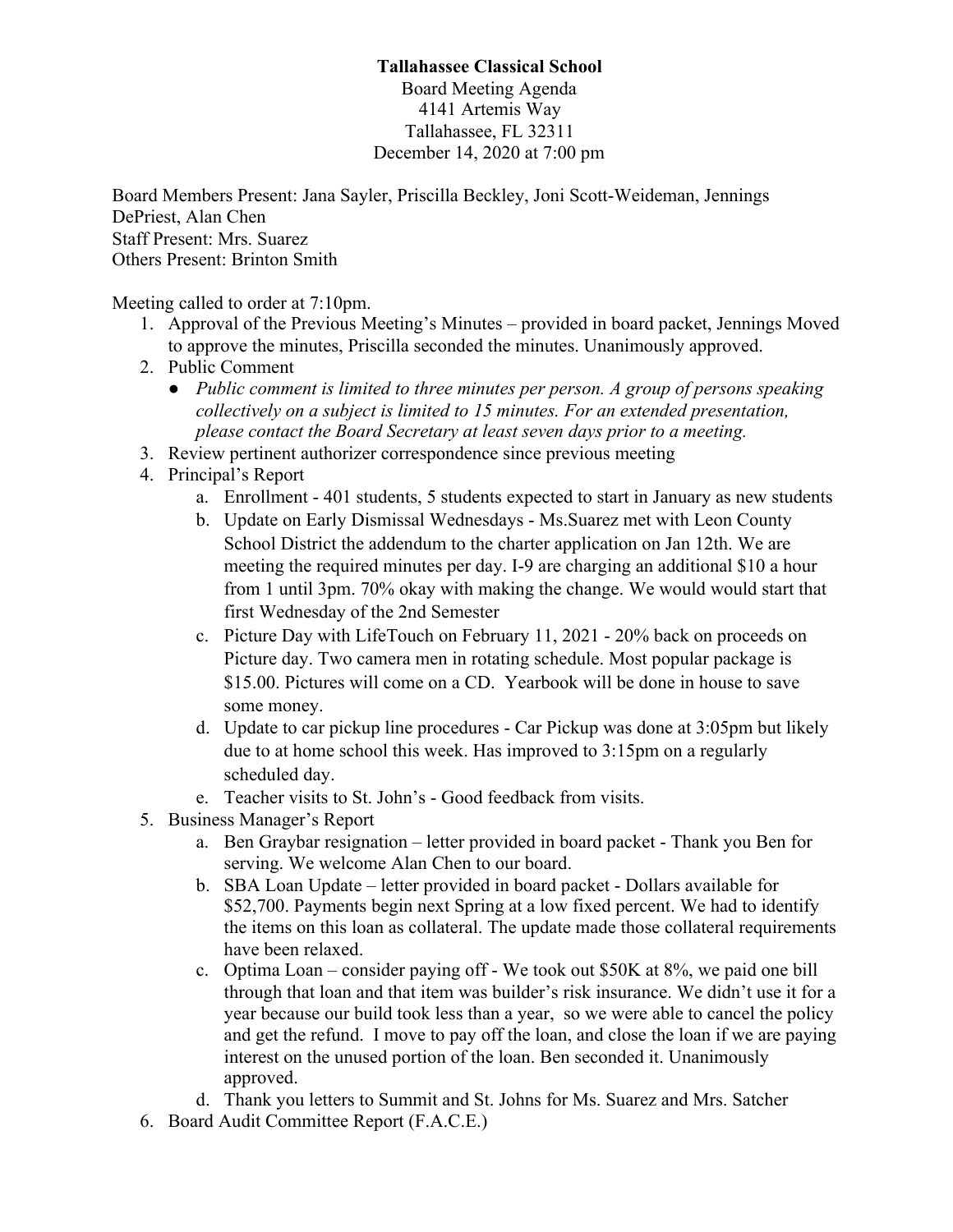**Tallahassee Classical School**

Board Meeting Agenda
4141 Artemis Way
Tallahassee, FL 32311
December 14, 2020 at 7:00 pm

Board Members Present: Jana Sayler, Priscilla Beckley, Joni Scott-Weideman, Jennings DePriest, Alan Chen
Staff Present: Mrs. Suarez
Others Present: Brinton Smith

Meeting called to order at 7:10pm.

1. Approval of the Previous Meeting's Minutes – provided in board packet, Jennings Moved to approve the minutes, Priscilla seconded the minutes. Unanimously approved.
2. Public Comment
   - *Public comment is limited to three minutes per person. A group of persons speaking collectively on a subject is limited to 15 minutes. For an extended presentation, please contact the Board Secretary at least seven days prior to a meeting.*
3. Review pertinent authorizer correspondence since previous meeting
4. Principal's Report
   a. Enrollment - 401 students, 5 students expected to start in January as new students
   b. Update on Early Dismissal Wednesdays - Ms.Suarez met with Leon County School District the addendum to the charter application on Jan 12th. We are meeting the required minutes per day. I-9 are charging an additional $10 a hour from 1 until 3pm. 70% okay with making the change. We would would start that first Wednesday of the 2nd Semester
   c. Picture Day with LifeTouch on February 11, 2021 - 20% back on proceeds on Picture day. Two camera men in rotating schedule. Most popular package is $15.00. Pictures will come on a CD. Yearbook will be done in house to save some money.
   d. Update to car pickup line procedures - Car Pickup was done at 3:05pm but likely due to at home school this week. Has improved to 3:15pm on a regularly scheduled day.
   e. Teacher visits to St. John's - Good feedback from visits.
5. Business Manager's Report
   a. Ben Graybar resignation – letter provided in board packet - Thank you Ben for serving. We welcome Alan Chen to our board.
   b. SBA Loan Update – letter provided in board packet - Dollars available for $52,700. Payments begin next Spring at a low fixed percent. We had to identify the items on this loan as collateral. The update made those collateral requirements have been relaxed.
   c. Optima Loan – consider paying off - We took out $50K at 8%, we paid one bill through that loan and that item was builder's risk insurance. We didn't use it for a year because our build took less than a year, so we were able to cancel the policy and get the refund. I move to pay off the loan, and close the loan if we are paying interest on the unused portion of the loan. Ben seconded it. Unanimously approved.
   d. Thank you letters to Summit and St. Johns for Ms. Suarez and Mrs. Satcher
6. Board Audit Committee Report (F.A.C.E.)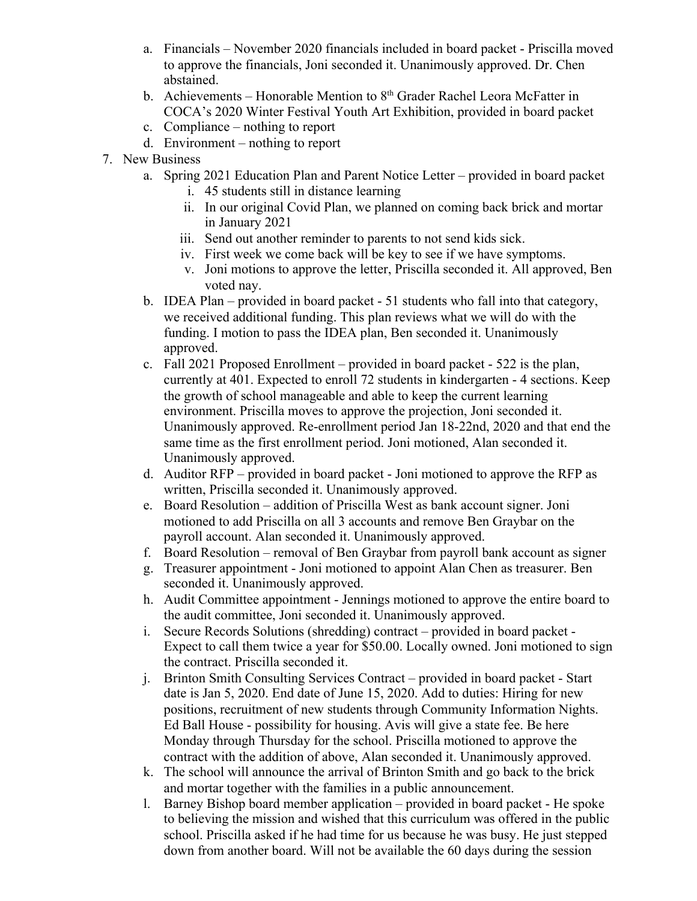a. Financials – November 2020 financials included in board packet - Priscilla moved to approve the financials, Joni seconded it. Unanimously approved. Dr. Chen abstained.
   b. Achievements – Honorable Mention to 8th Grader Rachel Leora McFatter in COCA's 2020 Winter Festival Youth Art Exhibition, provided in board packet
   c. Compliance – nothing to report
   d. Environment – nothing to report

7. New Business
   a. Spring 2021 Education Plan and Parent Notice Letter – provided in board packet
      i. 45 students still in distance learning
      ii. In our original Covid Plan, we planned on coming back brick and mortar in January 2021
      iii. Send out another reminder to parents to not send kids sick.
      iv. First week we come back will be key to see if we have symptoms.
      v. Joni motions to approve the letter, Priscilla seconded it. All approved, Ben voted nay.
   b. IDEA Plan – provided in board packet - 51 students who fall into that category, we received additional funding. This plan reviews what we will do with the funding. I motion to pass the IDEA plan, Ben seconded it. Unanimously approved.
   c. Fall 2021 Proposed Enrollment – provided in board packet - 522 is the plan, currently at 401. Expected to enroll 72 students in kindergarten - 4 sections. Keep the growth of school manageable and able to keep the current learning environment. Priscilla moves to approve the projection, Joni seconded it. Unanimously approved. Re-enrollment period Jan 18-22nd, 2020 and that end the same time as the first enrollment period. Joni motioned, Alan seconded it. Unanimously approved.
   d. Auditor RFP – provided in board packet - Joni motioned to approve the RFP as written, Priscilla seconded it. Unanimously approved.
   e. Board Resolution – addition of Priscilla West as bank account signer. Joni motioned to add Priscilla on all 3 accounts and remove Ben Graybar on the payroll account. Alan seconded it. Unanimously approved.
   f. Board Resolution – removal of Ben Graybar from payroll bank account as signer
   g. Treasurer appointment - Joni motioned to appoint Alan Chen as treasurer. Ben seconded it. Unanimously approved.
   h. Audit Committee appointment - Jennings motioned to approve the entire board to the audit committee, Joni seconded it. Unanimously approved.
   i. Secure Records Solutions (shredding) contract – provided in board packet - Expect to call them twice a year for $50.00. Locally owned. Joni motioned to sign the contract. Priscilla seconded it.
   j. Brinton Smith Consulting Services Contract – provided in board packet - Start date is Jan 5, 2020. End date of June 15, 2020. Add to duties: Hiring for new positions, recruitment of new students through Community Information Nights. Ed Ball House - possibility for housing. Avis will give a state fee. Be here Monday through Thursday for the school. Priscilla motioned to approve the contract with the addition of above, Alan seconded it. Unanimously approved.
   k. The school will announce the arrival of Brinton Smith and go back to the brick and mortar together with the families in a public announcement.
   l. Barney Bishop board member application – provided in board packet - He spoke to believing the mission and wished that this curriculum was offered in the public school. Priscilla asked if he had time for us because he was busy. He just stepped down from another board. Will not be available the 60 days during the session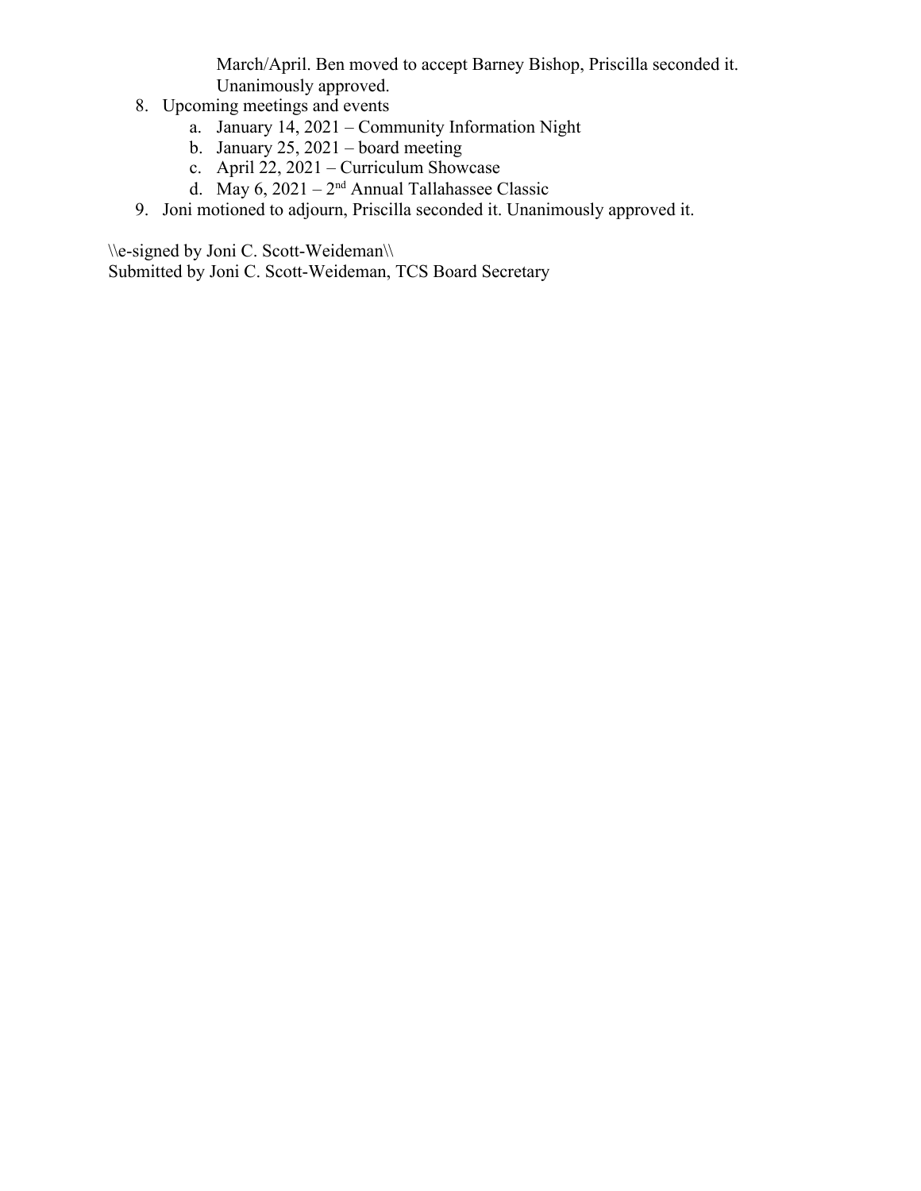March/April. Ben moved to accept Barney Bishop, Priscilla seconded it. Unanimously approved.

8. Upcoming meetings and events
   a. January 14, 2021 – Community Information Night
   b. January 25, 2021 – board meeting
   c. April 22, 2021 – Curriculum Showcase
   d. May 6, 2021 – 2nd Annual Tallahassee Classic
9. Joni motioned to adjourn, Priscilla seconded it. Unanimously approved it.

\\e-signed by Joni C. Scott-Weideman\\
Submitted by Joni C. Scott-Weideman, TCS Board Secretary